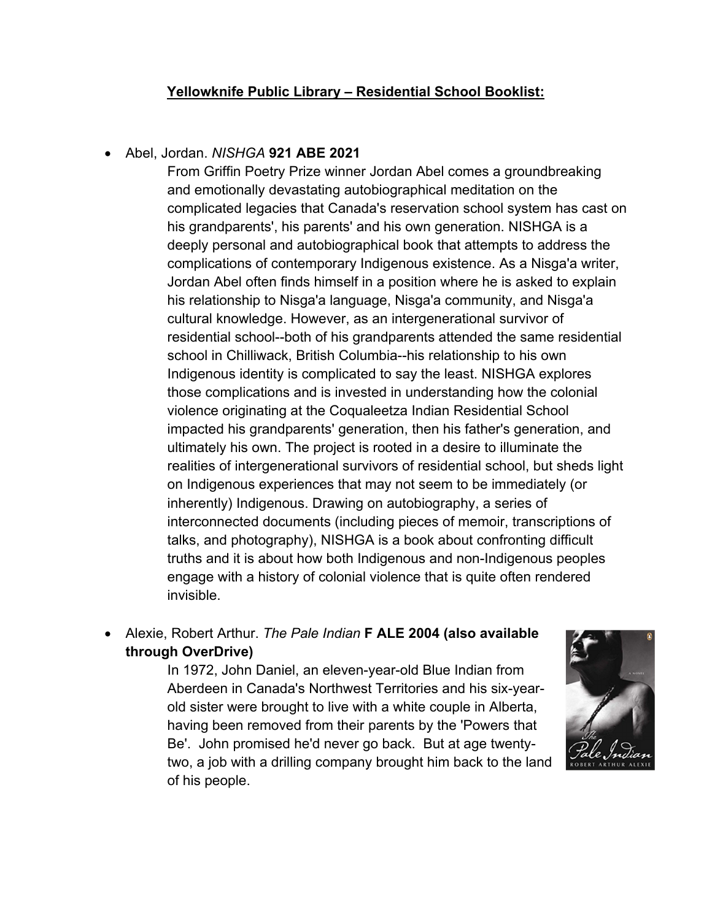**Yellowknife Public Library – Residential School Booklist:**

- Abel, Jordan. *NISHGA* **921 ABE 2021**

  From Griffin Poetry Prize winner Jordan Abel comes a groundbreaking and emotionally devastating autobiographical meditation on the complicated legacies that Canada's reservation school system has cast on his grandparents', his parents' and his own generation. NISHGA is a deeply personal and autobiographical book that attempts to address the complications of contemporary Indigenous existence. As a Nisga'a writer, Jordan Abel often finds himself in a position where he is asked to explain his relationship to Nisga'a language, Nisga'a community, and Nisga'a cultural knowledge. However, as an intergenerational survivor of residential school--both of his grandparents attended the same residential school in Chilliwack, British Columbia--his relationship to his own Indigenous identity is complicated to say the least. NISHGA explores those complications and is invested in understanding how the colonial violence originating at the Coqualeetza Indian Residential School impacted his grandparents' generation, then his father's generation, and ultimately his own. The project is rooted in a desire to illuminate the realities of intergenerational survivors of residential school, but sheds light on Indigenous experiences that may not seem to be immediately (or inherently) Indigenous. Drawing on autobiography, a series of interconnected documents (including pieces of memoir, transcriptions of talks, and photography), NISHGA is a book about confronting difficult truths and it is about how both Indigenous and non-Indigenous peoples engage with a history of colonial violence that is quite often rendered invisible.

- Alexie, Robert Arthur. *The Pale Indian* **F ALE 2004 (also available through OverDrive)**

  In 1972, John Daniel, an eleven-year-old Blue Indian from Aberdeen in Canada's Northwest Territories and his six-year-old sister were brought to live with a white couple in Alberta, having been removed from their parents by the 'Powers that Be'. John promised he'd never go back. But at age twenty-two, a job with a drilling company brought him back to the land of his people.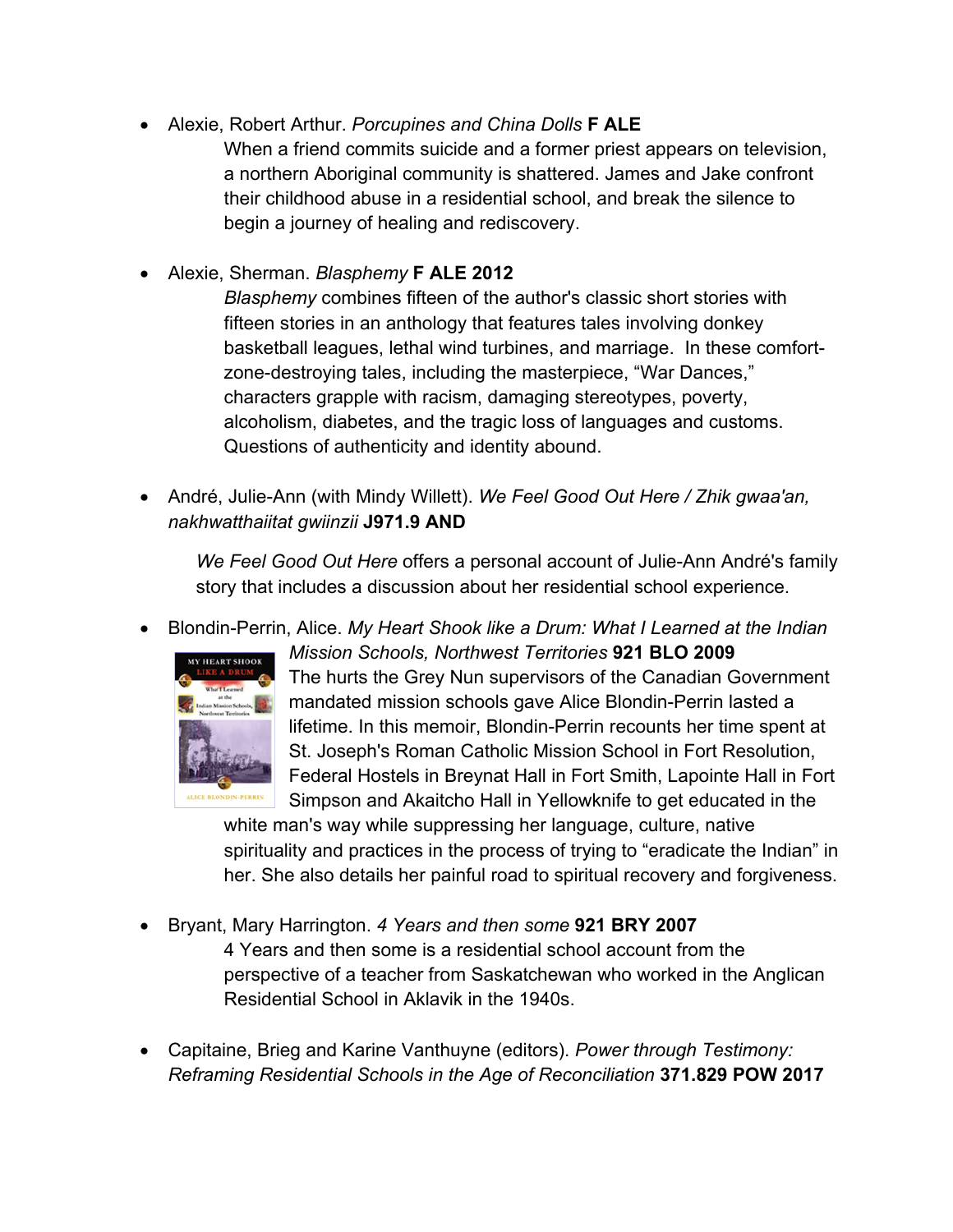- Alexie, Robert Arthur. *Porcupines and China Dolls* **F ALE**

  When a friend commits suicide and a former priest appears on television, a northern Aboriginal community is shattered. James and Jake confront their childhood abuse in a residential school, and break the silence to begin a journey of healing and rediscovery.

- Alexie, Sherman. *Blasphemy* **F ALE 2012**

  *Blasphemy* combines fifteen of the author's classic short stories with fifteen stories in an anthology that features tales involving donkey basketball leagues, lethal wind turbines, and marriage. In these comfort-zone-destroying tales, including the masterpiece, "War Dances," characters grapple with racism, damaging stereotypes, poverty, alcoholism, diabetes, and the tragic loss of languages and customs. Questions of authenticity and identity abound.

- André, Julie-Ann (with Mindy Willett). *We Feel Good Out Here / Zhik gwaa'an, nakhwatthaiitat gwiinzii* **J971.9 AND**

  *We Feel Good Out Here* offers a personal account of Julie-Ann André's family story that includes a discussion about her residential school experience.

- Blondin-Perrin, Alice. *My Heart Shook like a Drum: What I Learned at the Indian Mission Schools, Northwest Territories* **921 BLO 2009**

  The hurts the Grey Nun supervisors of the Canadian Government mandated mission schools gave Alice Blondin-Perrin lasted a lifetime. In this memoir, Blondin-Perrin recounts her time spent at St. Joseph's Roman Catholic Mission School in Fort Resolution, Federal Hostels in Breynat Hall in Fort Smith, Lapointe Hall in Fort Simpson and Akaitcho Hall in Yellowknife to get educated in the white man's way while suppressing her language, culture, native spirituality and practices in the process of trying to "eradicate the Indian" in her. She also details her painful road to spiritual recovery and forgiveness.

- Bryant, Mary Harrington. *4 Years and then some* **921 BRY 2007**

  4 Years and then some is a residential school account from the perspective of a teacher from Saskatchewan who worked in the Anglican Residential School in Aklavik in the 1940s.

- Capitaine, Brieg and Karine Vanthuyne (editors). *Power through Testimony: Reframing Residential Schools in the Age of Reconciliation* **371.829 POW 2017**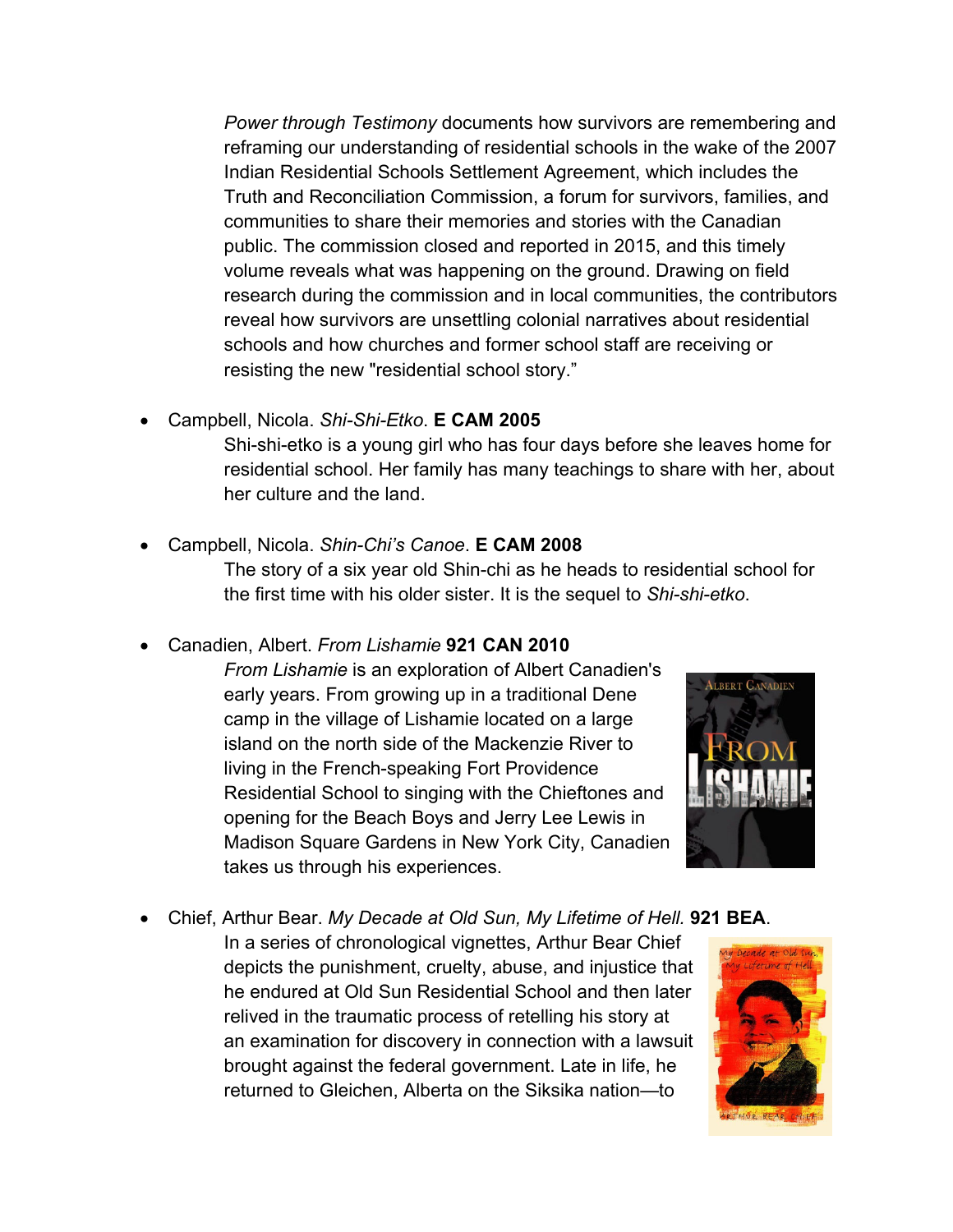*Power through Testimony* documents how survivors are remembering and reframing our understanding of residential schools in the wake of the 2007 Indian Residential Schools Settlement Agreement, which includes the Truth and Reconciliation Commission, a forum for survivors, families, and communities to share their memories and stories with the Canadian public. The commission closed and reported in 2015, and this timely volume reveals what was happening on the ground. Drawing on field research during the commission and in local communities, the contributors reveal how survivors are unsettling colonial narratives about residential schools and how churches and former school staff are receiving or resisting the new "residential school story."

- Campbell, Nicola. *Shi-Shi-Etko.* **E CAM 2005**
  Shi-shi-etko is a young girl who has four days before she leaves home for residential school. Her family has many teachings to share with her, about her culture and the land.

- Campbell, Nicola. *Shin-Chi's Canoe*. **E CAM 2008**
  The story of a six year old Shin-chi as he heads to residential school for the first time with his older sister. It is the sequel to *Shi-shi-etko*.

- Canadien, Albert. *From Lishamie* **921 CAN 2010**
  *From Lishamie* is an exploration of Albert Canadien's early years. From growing up in a traditional Dene camp in the village of Lishamie located on a large island on the north side of the Mackenzie River to living in the French-speaking Fort Providence Residential School to singing with the Chieftones and opening for the Beach Boys and Jerry Lee Lewis in Madison Square Gardens in New York City, Canadien takes us through his experiences.

- Chief, Arthur Bear. *My Decade at Old Sun, My Lifetime of Hell.* **921 BEA**.
  In a series of chronological vignettes, Arthur Bear Chief depicts the punishment, cruelty, abuse, and injustice that he endured at Old Sun Residential School and then later relived in the traumatic process of retelling his story at an examination for discovery in connection with a lawsuit brought against the federal government. Late in life, he returned to Gleichen, Alberta on the Siksika nation—to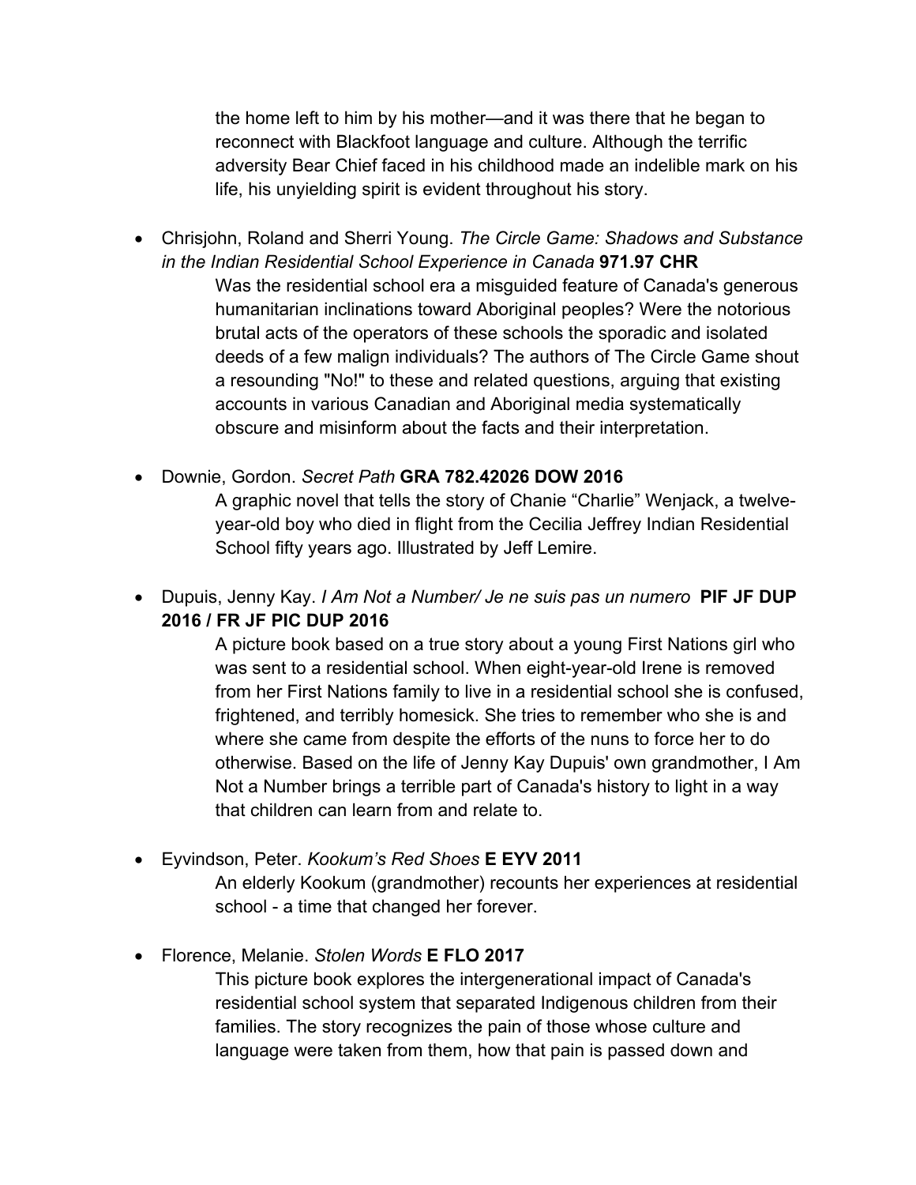the home left to him by his mother—and it was there that he began to reconnect with Blackfoot language and culture. Although the terrific adversity Bear Chief faced in his childhood made an indelible mark on his life, his unyielding spirit is evident throughout his story.

- Chrisjohn, Roland and Sherri Young. *The Circle Game: Shadows and Substance in the Indian Residential School Experience in Canada* **971.97 CHR**

  Was the residential school era a misguided feature of Canada's generous humanitarian inclinations toward Aboriginal peoples? Were the notorious brutal acts of the operators of these schools the sporadic and isolated deeds of a few malign individuals? The authors of The Circle Game shout a resounding "No!" to these and related questions, arguing that existing accounts in various Canadian and Aboriginal media systematically obscure and misinform about the facts and their interpretation.

- Downie, Gordon. *Secret Path* **GRA 782.42026 DOW 2016**

  A graphic novel that tells the story of Chanie "Charlie" Wenjack, a twelve-year-old boy who died in flight from the Cecilia Jeffrey Indian Residential School fifty years ago. Illustrated by Jeff Lemire.

- Dupuis, Jenny Kay. *I Am Not a Number/ Je ne suis pas un numero* **PIF JF DUP 2016 / FR JF PIC DUP 2016**

  A picture book based on a true story about a young First Nations girl who was sent to a residential school. When eight-year-old Irene is removed from her First Nations family to live in a residential school she is confused, frightened, and terribly homesick. She tries to remember who she is and where she came from despite the efforts of the nuns to force her to do otherwise. Based on the life of Jenny Kay Dupuis' own grandmother, I Am Not a Number brings a terrible part of Canada's history to light in a way that children can learn from and relate to.

- Eyvindson, Peter. *Kookum's Red Shoes* **E EYV 2011**

  An elderly Kookum (grandmother) recounts her experiences at residential school - a time that changed her forever.

- Florence, Melanie. *Stolen Words* **E FLO 2017**

  This picture book explores the intergenerational impact of Canada's residential school system that separated Indigenous children from their families. The story recognizes the pain of those whose culture and language were taken from them, how that pain is passed down and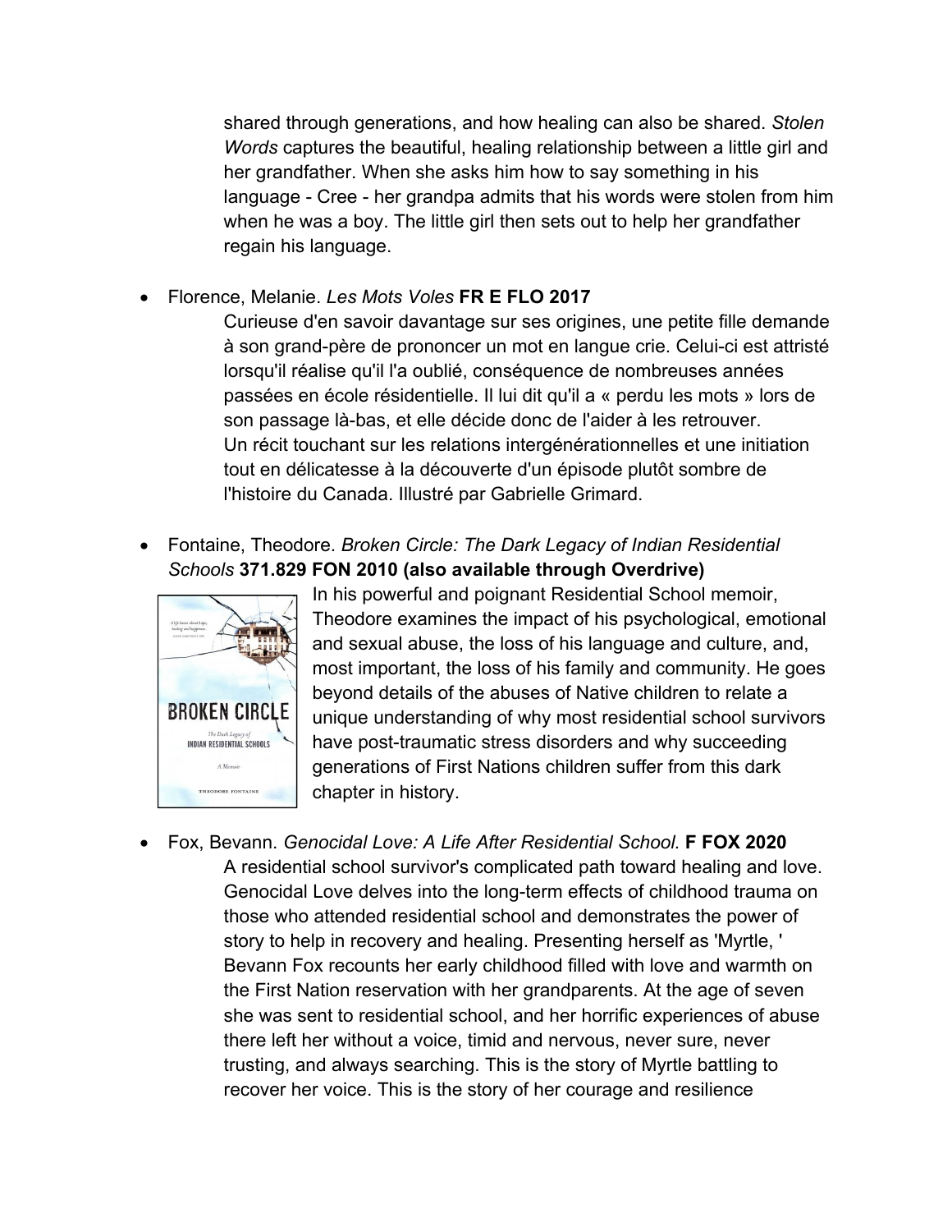shared through generations, and how healing can also be shared. *Stolen Words* captures the beautiful, healing relationship between a little girl and her grandfather. When she asks him how to say something in his language - Cree - her grandpa admits that his words were stolen from him when he was a boy. The little girl then sets out to help her grandfather regain his language.

- Florence, Melanie. *Les Mots Voles* **FR E FLO 2017**

  Curieuse d'en savoir davantage sur ses origines, une petite fille demande à son grand-père de prononcer un mot en langue crie. Celui-ci est attristé lorsqu'il réalise qu'il l'a oublié, conséquence de nombreuses années passées en école résidentielle. Il lui dit qu'il a « perdu les mots » lors de son passage là-bas, et elle décide donc de l'aider à les retrouver. Un récit touchant sur les relations intergénérationnelles et une initiation tout en délicatesse à la découverte d'un épisode plutôt sombre de l'histoire du Canada. Illustré par Gabrielle Grimard.

- Fontaine, Theodore. *Broken Circle: The Dark Legacy of Indian Residential Schools* **371.829 FON 2010 (also available through Overdrive)**

  In his powerful and poignant Residential School memoir, Theodore examines the impact of his psychological, emotional and sexual abuse, the loss of his language and culture, and, most important, the loss of his family and community. He goes beyond details of the abuses of Native children to relate a unique understanding of why most residential school survivors have post-traumatic stress disorders and why succeeding generations of First Nations children suffer from this dark chapter in history.

- Fox, Bevann. *Genocidal Love: A Life After Residential School.* **F FOX 2020**

  A residential school survivor's complicated path toward healing and love. Genocidal Love delves into the long-term effects of childhood trauma on those who attended residential school and demonstrates the power of story to help in recovery and healing. Presenting herself as 'Myrtle, ' Bevann Fox recounts her early childhood filled with love and warmth on the First Nation reservation with her grandparents. At the age of seven she was sent to residential school, and her horrific experiences of abuse there left her without a voice, timid and nervous, never sure, never trusting, and always searching. This is the story of Myrtle battling to recover her voice. This is the story of her courage and resilience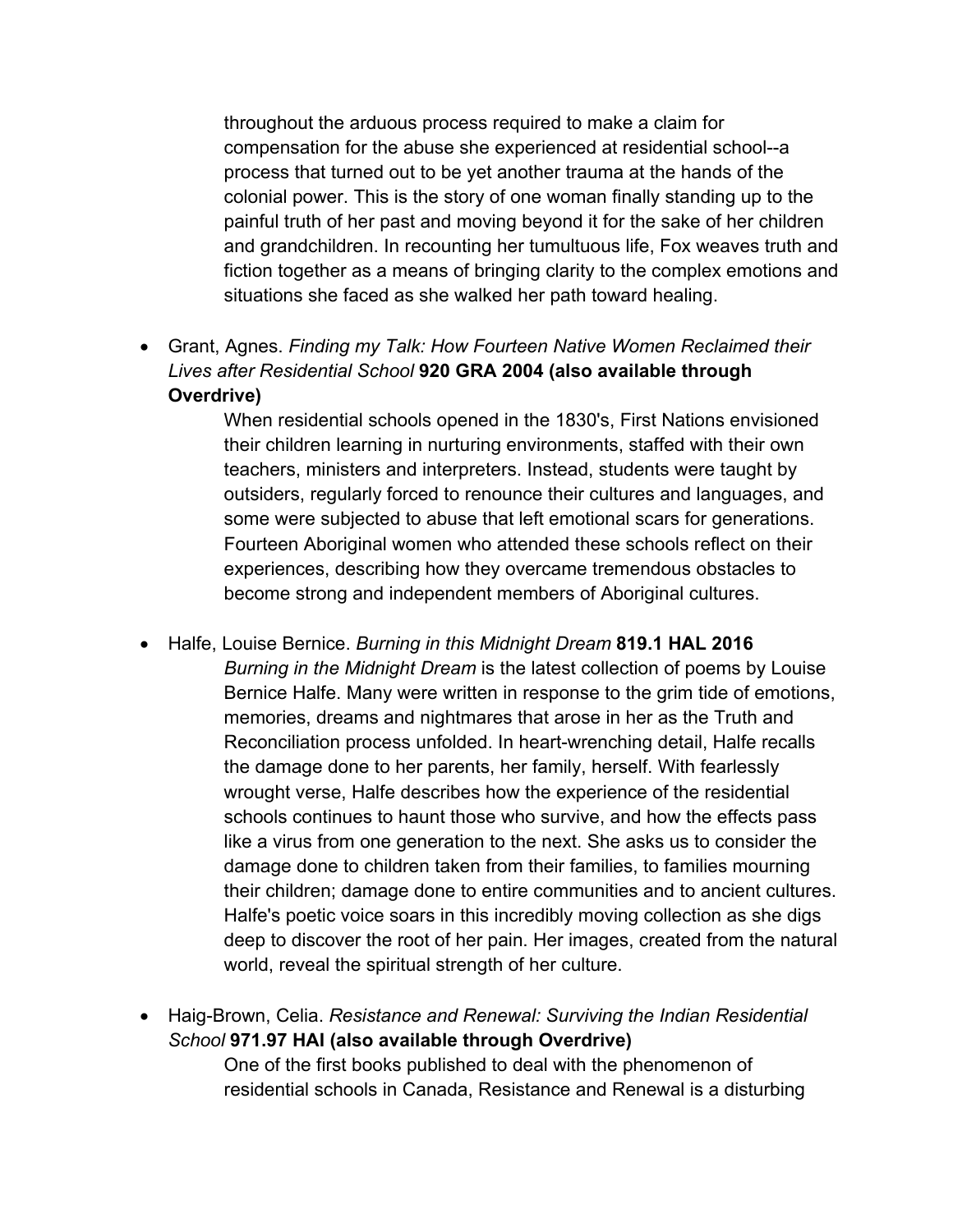throughout the arduous process required to make a claim for compensation for the abuse she experienced at residential school--a process that turned out to be yet another trauma at the hands of the colonial power. This is the story of one woman finally standing up to the painful truth of her past and moving beyond it for the sake of her children and grandchildren. In recounting her tumultuous life, Fox weaves truth and fiction together as a means of bringing clarity to the complex emotions and situations she faced as she walked her path toward healing.

- Grant, Agnes. *Finding my Talk: How Fourteen Native Women Reclaimed their Lives after Residential School* **920 GRA 2004 (also available through Overdrive)**

  When residential schools opened in the 1830's, First Nations envisioned their children learning in nurturing environments, staffed with their own teachers, ministers and interpreters. Instead, students were taught by outsiders, regularly forced to renounce their cultures and languages, and some were subjected to abuse that left emotional scars for generations. Fourteen Aboriginal women who attended these schools reflect on their experiences, describing how they overcame tremendous obstacles to become strong and independent members of Aboriginal cultures.

- Halfe, Louise Bernice. *Burning in this Midnight Dream* **819.1 HAL 2016**

  *Burning in the Midnight Dream* is the latest collection of poems by Louise Bernice Halfe. Many were written in response to the grim tide of emotions, memories, dreams and nightmares that arose in her as the Truth and Reconciliation process unfolded. In heart-wrenching detail, Halfe recalls the damage done to her parents, her family, herself. With fearlessly wrought verse, Halfe describes how the experience of the residential schools continues to haunt those who survive, and how the effects pass like a virus from one generation to the next. She asks us to consider the damage done to children taken from their families, to families mourning their children; damage done to entire communities and to ancient cultures. Halfe's poetic voice soars in this incredibly moving collection as she digs deep to discover the root of her pain. Her images, created from the natural world, reveal the spiritual strength of her culture.

- Haig-Brown, Celia. *Resistance and Renewal: Surviving the Indian Residential School* **971.97 HAI (also available through Overdrive)**

  One of the first books published to deal with the phenomenon of residential schools in Canada, Resistance and Renewal is a disturbing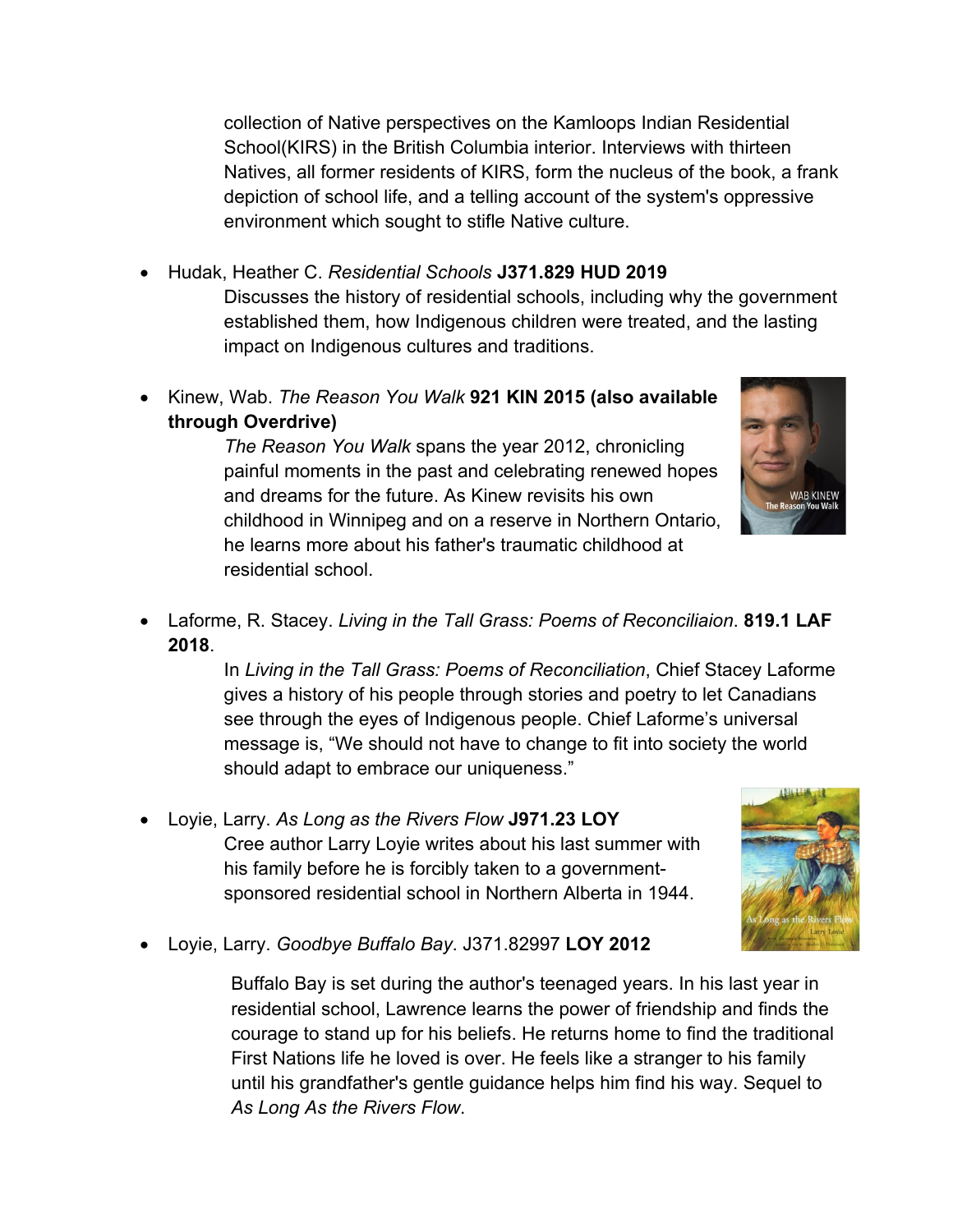collection of Native perspectives on the Kamloops Indian Residential School(KIRS) in the British Columbia interior. Interviews with thirteen Natives, all former residents of KIRS, form the nucleus of the book, a frank depiction of school life, and a telling account of the system's oppressive environment which sought to stifle Native culture.

- Hudak, Heather C. *Residential Schools* **J371.829 HUD 2019**

  Discusses the history of residential schools, including why the government established them, how Indigenous children were treated, and the lasting impact on Indigenous cultures and traditions.

- Kinew, Wab. *The Reason You Walk* **921 KIN 2015 (also available through Overdrive)**

  *The Reason You Walk* spans the year 2012, chronicling painful moments in the past and celebrating renewed hopes and dreams for the future. As Kinew revisits his own childhood in Winnipeg and on a reserve in Northern Ontario, he learns more about his father's traumatic childhood at residential school.

- Laforme, R. Stacey. *Living in the Tall Grass: Poems of Reconciliaion*. **819.1 LAF 2018**.

  In *Living in the Tall Grass: Poems of Reconciliation*, Chief Stacey Laforme gives a history of his people through stories and poetry to let Canadians see through the eyes of Indigenous people. Chief Laforme's universal message is, "We should not have to change to fit into society the world should adapt to embrace our uniqueness."

- Loyie, Larry. *As Long as the Rivers Flow* **J971.23 LOY**

  Cree author Larry Loyie writes about his last summer with his family before he is forcibly taken to a government-sponsored residential school in Northern Alberta in 1944.

- Loyie, Larry. *Goodbye Buffalo Bay*. J371.82997 **LOY 2012**

  Buffalo Bay is set during the author's teenaged years. In his last year in residential school, Lawrence learns the power of friendship and finds the courage to stand up for his beliefs. He returns home to find the traditional First Nations life he loved is over. He feels like a stranger to his family until his grandfather's gentle guidance helps him find his way. Sequel to *As Long As the Rivers Flow*.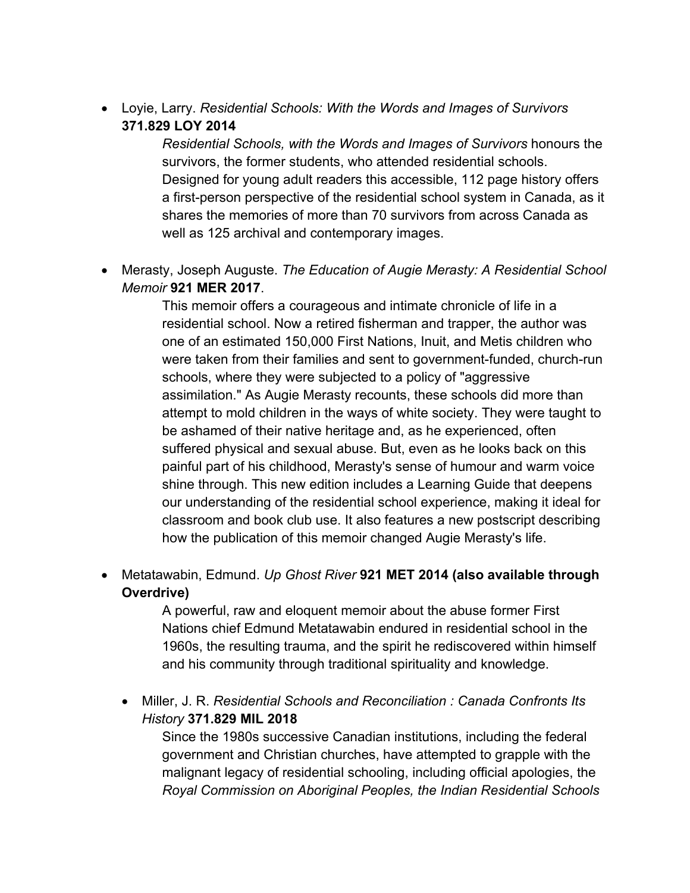- Loyie, Larry. *Residential Schools: With the Words and Images of Survivors* **371.829 LOY 2014**

  *Residential Schools, with the Words and Images of Survivors* honours the survivors, the former students, who attended residential schools. Designed for young adult readers this accessible, 112 page history offers a first-person perspective of the residential school system in Canada, as it shares the memories of more than 70 survivors from across Canada as well as 125 archival and contemporary images.

- Merasty, Joseph Auguste. *The Education of Augie Merasty: A Residential School Memoir* **921 MER 2017**.

  This memoir offers a courageous and intimate chronicle of life in a residential school. Now a retired fisherman and trapper, the author was one of an estimated 150,000 First Nations, Inuit, and Metis children who were taken from their families and sent to government-funded, church-run schools, where they were subjected to a policy of "aggressive assimilation." As Augie Merasty recounts, these schools did more than attempt to mold children in the ways of white society. They were taught to be ashamed of their native heritage and, as he experienced, often suffered physical and sexual abuse. But, even as he looks back on this painful part of his childhood, Merasty's sense of humour and warm voice shine through. This new edition includes a Learning Guide that deepens our understanding of the residential school experience, making it ideal for classroom and book club use. It also features a new postscript describing how the publication of this memoir changed Augie Merasty's life.

- Metatawabin, Edmund. *Up Ghost River* **921 MET 2014 (also available through Overdrive)**

  A powerful, raw and eloquent memoir about the abuse former First Nations chief Edmund Metatawabin endured in residential school in the 1960s, the resulting trauma, and the spirit he rediscovered within himself and his community through traditional spirituality and knowledge.

- Miller, J. R. *Residential Schools and Reconciliation : Canada Confronts Its History* **371.829 MIL 2018**

  Since the 1980s successive Canadian institutions, including the federal government and Christian churches, have attempted to grapple with the malignant legacy of residential schooling, including official apologies, the *Royal Commission on Aboriginal Peoples, the Indian Residential Schools*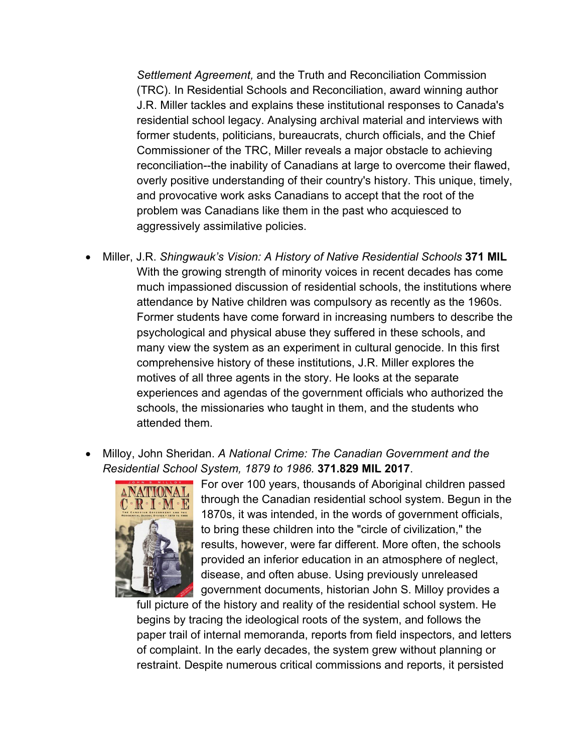*Settlement Agreement,* and the Truth and Reconciliation Commission (TRC). In Residential Schools and Reconciliation, award winning author J.R. Miller tackles and explains these institutional responses to Canada's residential school legacy. Analysing archival material and interviews with former students, politicians, bureaucrats, church officials, and the Chief Commissioner of the TRC, Miller reveals a major obstacle to achieving reconciliation--the inability of Canadians at large to overcome their flawed, overly positive understanding of their country's history. This unique, timely, and provocative work asks Canadians to accept that the root of the problem was Canadians like them in the past who acquiesced to aggressively assimilative policies.

- Miller, J.R. *Shingwauk's Vision: A History of Native Residential Schools* **371 MIL**
  With the growing strength of minority voices in recent decades has come much impassioned discussion of residential schools, the institutions where attendance by Native children was compulsory as recently as the 1960s. Former students have come forward in increasing numbers to describe the psychological and physical abuse they suffered in these schools, and many view the system as an experiment in cultural genocide. In this first comprehensive history of these institutions, J.R. Miller explores the motives of all three agents in the story. He looks at the separate experiences and agendas of the government officials who authorized the schools, the missionaries who taught in them, and the students who attended them.

- Milloy, John Sheridan. *A National Crime: The Canadian Government and the Residential School System, 1879 to 1986.* **371.829 MIL 2017**.
  For over 100 years, thousands of Aboriginal children passed through the Canadian residential school system. Begun in the 1870s, it was intended, in the words of government officials, to bring these children into the "circle of civilization," the results, however, were far different. More often, the schools provided an inferior education in an atmosphere of neglect, disease, and often abuse. Using previously unreleased government documents, historian John S. Milloy provides a full picture of the history and reality of the residential school system. He begins by tracing the ideological roots of the system, and follows the paper trail of internal memoranda, reports from field inspectors, and letters of complaint. In the early decades, the system grew without planning or restraint. Despite numerous critical commissions and reports, it persisted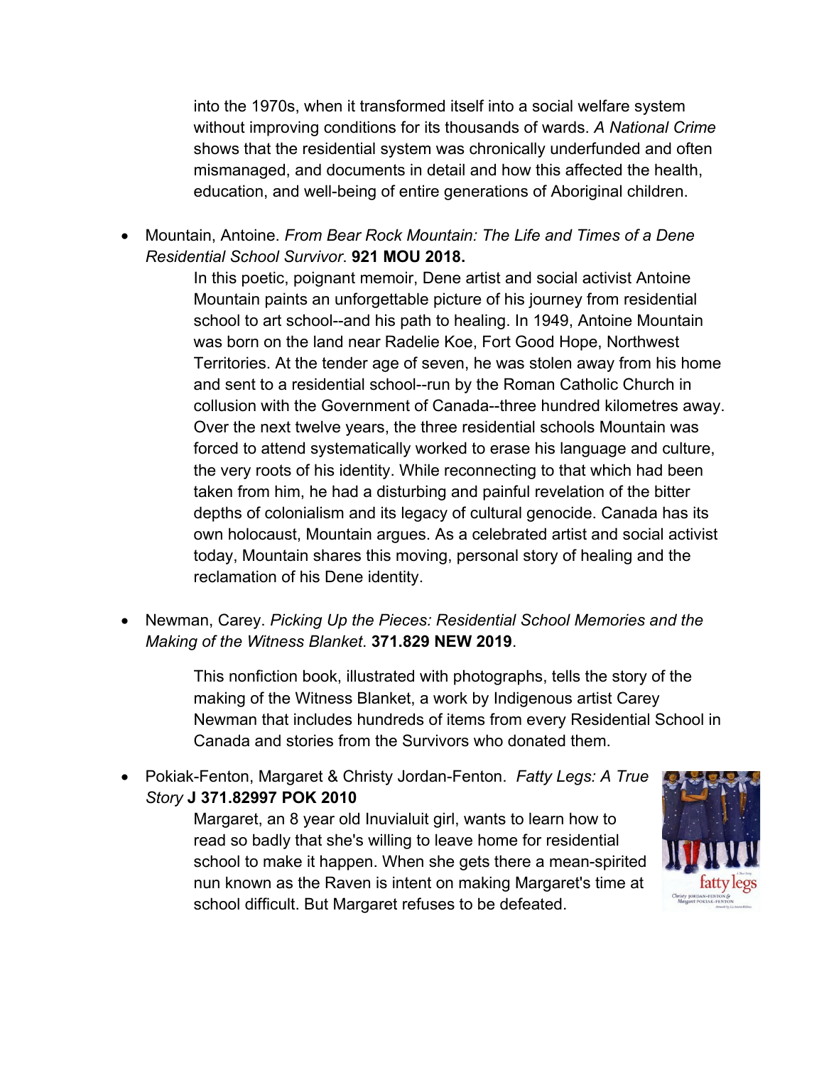into the 1970s, when it transformed itself into a social welfare system without improving conditions for its thousands of wards. *A National Crime* shows that the residential system was chronically underfunded and often mismanaged, and documents in detail and how this affected the health, education, and well-being of entire generations of Aboriginal children.

- Mountain, Antoine. *From Bear Rock Mountain: The Life and Times of a Dene Residential School Survivor*. **921 MOU 2018.**

  In this poetic, poignant memoir, Dene artist and social activist Antoine Mountain paints an unforgettable picture of his journey from residential school to art school--and his path to healing. In 1949, Antoine Mountain was born on the land near Radelie Koe, Fort Good Hope, Northwest Territories. At the tender age of seven, he was stolen away from his home and sent to a residential school--run by the Roman Catholic Church in collusion with the Government of Canada--three hundred kilometres away. Over the next twelve years, the three residential schools Mountain was forced to attend systematically worked to erase his language and culture, the very roots of his identity. While reconnecting to that which had been taken from him, he had a disturbing and painful revelation of the bitter depths of colonialism and its legacy of cultural genocide. Canada has its own holocaust, Mountain argues. As a celebrated artist and social activist today, Mountain shares this moving, personal story of healing and the reclamation of his Dene identity.

- Newman, Carey. *Picking Up the Pieces: Residential School Memories and the Making of the Witness Blanket*. **371.829 NEW 2019**.

  This nonfiction book, illustrated with photographs, tells the story of the making of the Witness Blanket, a work by Indigenous artist Carey Newman that includes hundreds of items from every Residential School in Canada and stories from the Survivors who donated them.

- Pokiak-Fenton, Margaret & Christy Jordan-Fenton. *Fatty Legs: A True Story* **J 371.82997 POK 2010**

  Margaret, an 8 year old Inuvialuit girl, wants to learn how to read so badly that she's willing to leave home for residential school to make it happen. When she gets there a mean-spirited nun known as the Raven is intent on making Margaret's time at school difficult. But Margaret refuses to be defeated.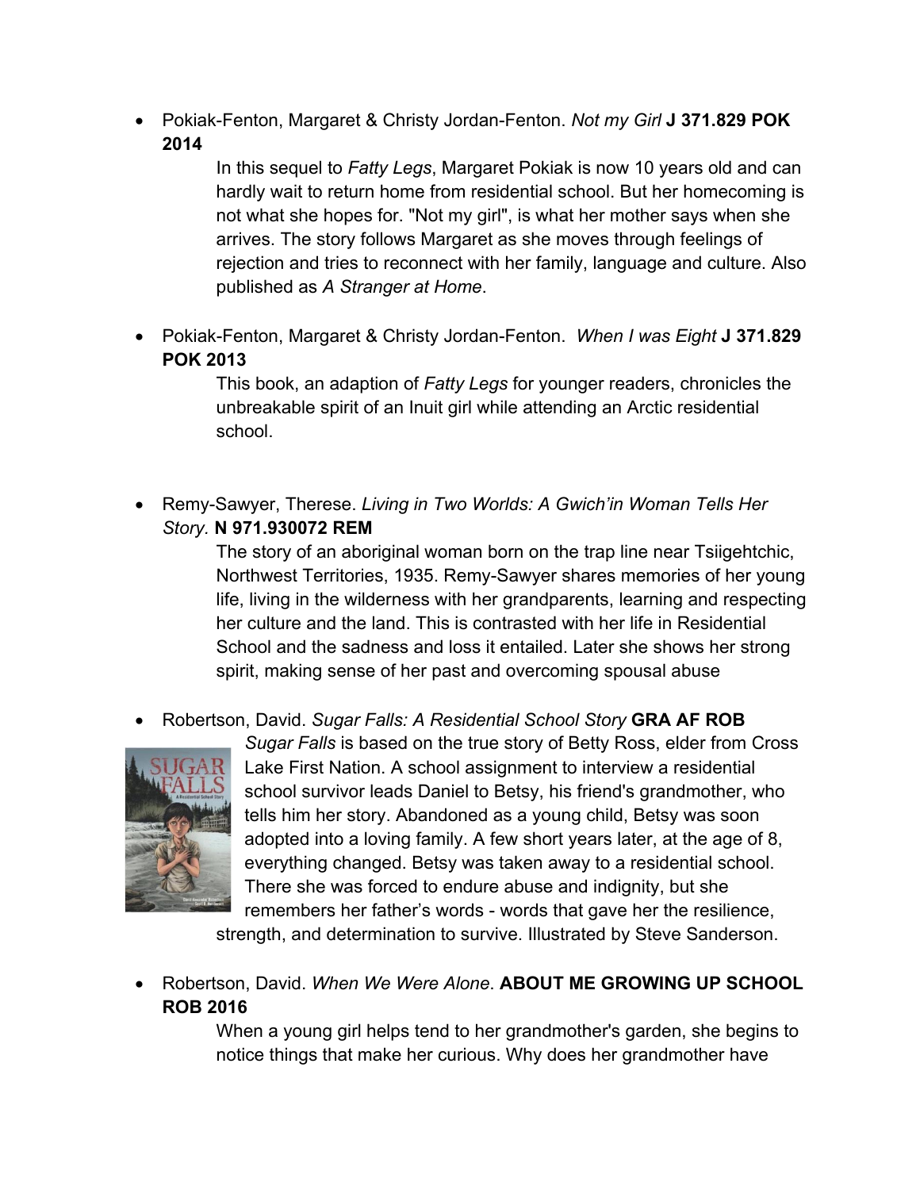- Pokiak-Fenton, Margaret & Christy Jordan-Fenton. *Not my Girl* **J 371.829 POK 2014**

  In this sequel to *Fatty Legs*, Margaret Pokiak is now 10 years old and can hardly wait to return home from residential school. But her homecoming is not what she hopes for. "Not my girl", is what her mother says when she arrives. The story follows Margaret as she moves through feelings of rejection and tries to reconnect with her family, language and culture. Also published as *A Stranger at Home*.

- Pokiak-Fenton, Margaret & Christy Jordan-Fenton. *When I was Eight* **J 371.829 POK 2013**

  This book, an adaption of *Fatty Legs* for younger readers, chronicles the unbreakable spirit of an Inuit girl while attending an Arctic residential school.

- Remy-Sawyer, Therese. *Living in Two Worlds: A Gwich'in Woman Tells Her Story.* **N 971.930072 REM**

  The story of an aboriginal woman born on the trap line near Tsiigehtchic, Northwest Territories, 1935. Remy-Sawyer shares memories of her young life, living in the wilderness with her grandparents, learning and respecting her culture and the land. This is contrasted with her life in Residential School and the sadness and loss it entailed. Later she shows her strong spirit, making sense of her past and overcoming spousal abuse

- Robertson, David. *Sugar Falls: A Residential School Story* **GRA AF ROB**

  *Sugar Falls* is based on the true story of Betty Ross, elder from Cross Lake First Nation. A school assignment to interview a residential school survivor leads Daniel to Betsy, his friend's grandmother, who tells him her story. Abandoned as a young child, Betsy was soon adopted into a loving family. A few short years later, at the age of 8, everything changed. Betsy was taken away to a residential school. There she was forced to endure abuse and indignity, but she remembers her father's words - words that gave her the resilience, strength, and determination to survive. Illustrated by Steve Sanderson.

- Robertson, David. *When We Were Alone*. **ABOUT ME GROWING UP SCHOOL ROB 2016**

  When a young girl helps tend to her grandmother's garden, she begins to notice things that make her curious. Why does her grandmother have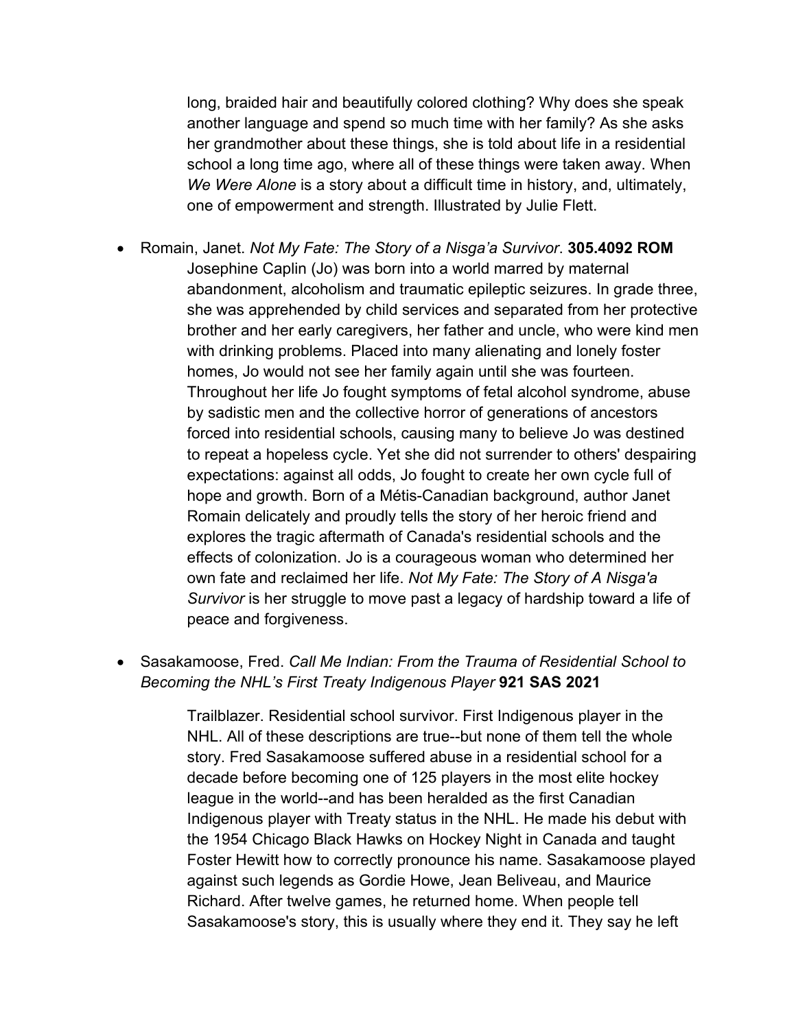long, braided hair and beautifully colored clothing? Why does she speak another language and spend so much time with her family? As she asks her grandmother about these things, she is told about life in a residential school a long time ago, where all of these things were taken away. When *We Were Alone* is a story about a difficult time in history, and, ultimately, one of empowerment and strength. Illustrated by Julie Flett.

- Romain, Janet. *Not My Fate: The Story of a Nisga'a Survivor*. **305.4092 ROM**

  Josephine Caplin (Jo) was born into a world marred by maternal abandonment, alcoholism and traumatic epileptic seizures. In grade three, she was apprehended by child services and separated from her protective brother and her early caregivers, her father and uncle, who were kind men with drinking problems. Placed into many alienating and lonely foster homes, Jo would not see her family again until she was fourteen. Throughout her life Jo fought symptoms of fetal alcohol syndrome, abuse by sadistic men and the collective horror of generations of ancestors forced into residential schools, causing many to believe Jo was destined to repeat a hopeless cycle. Yet she did not surrender to others' despairing expectations: against all odds, Jo fought to create her own cycle full of hope and growth. Born of a Métis-Canadian background, author Janet Romain delicately and proudly tells the story of her heroic friend and explores the tragic aftermath of Canada's residential schools and the effects of colonization. Jo is a courageous woman who determined her own fate and reclaimed her life. *Not My Fate: The Story of A Nisga'a Survivor* is her struggle to move past a legacy of hardship toward a life of peace and forgiveness.

- Sasakamoose, Fred. *Call Me Indian: From the Trauma of Residential School to Becoming the NHL's First Treaty Indigenous Player* **921 SAS 2021**

  Trailblazer. Residential school survivor. First Indigenous player in the NHL. All of these descriptions are true--but none of them tell the whole story. Fred Sasakamoose suffered abuse in a residential school for a decade before becoming one of 125 players in the most elite hockey league in the world--and has been heralded as the first Canadian Indigenous player with Treaty status in the NHL. He made his debut with the 1954 Chicago Black Hawks on Hockey Night in Canada and taught Foster Hewitt how to correctly pronounce his name. Sasakamoose played against such legends as Gordie Howe, Jean Beliveau, and Maurice Richard. After twelve games, he returned home. When people tell Sasakamoose's story, this is usually where they end it. They say he left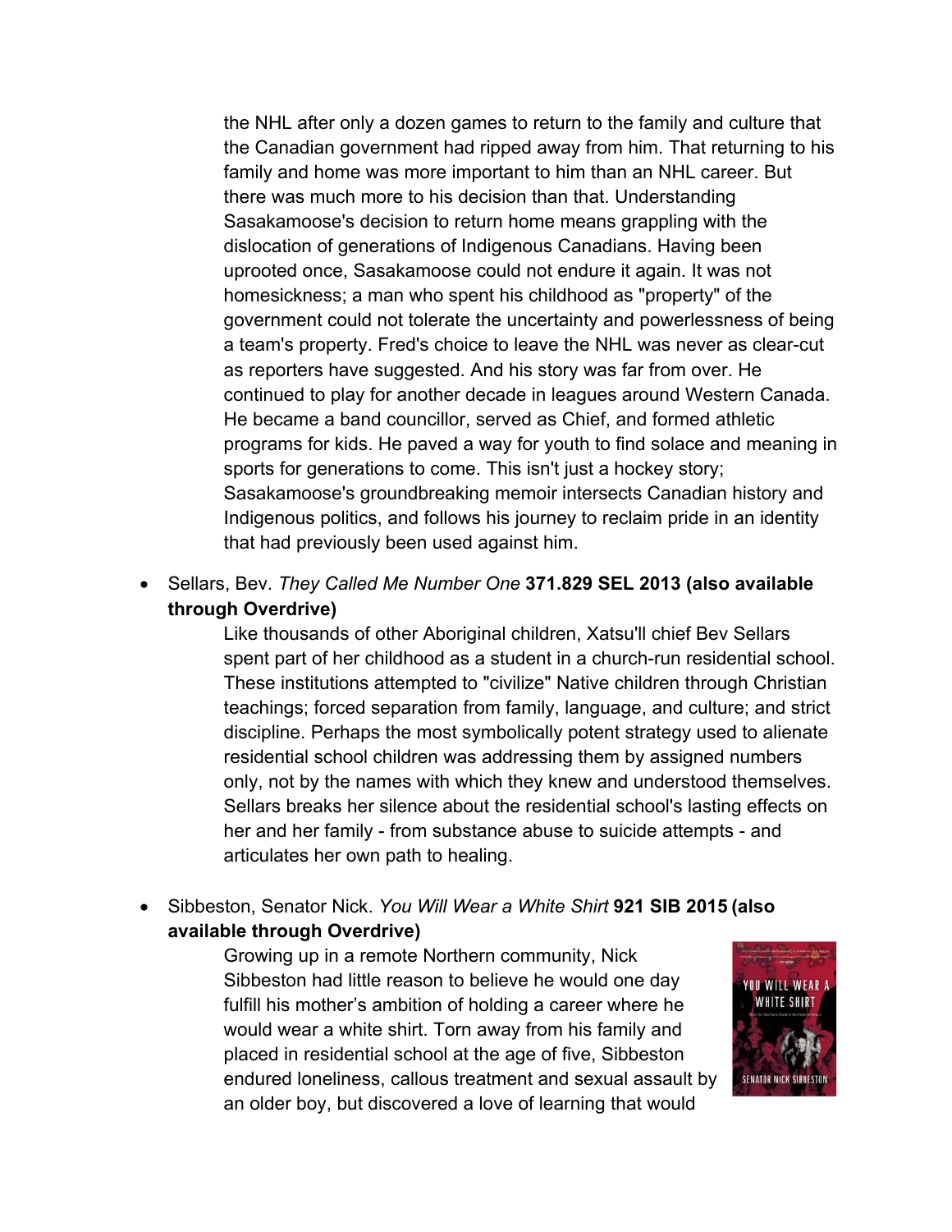the NHL after only a dozen games to return to the family and culture that the Canadian government had ripped away from him. That returning to his family and home was more important to him than an NHL career. But there was much more to his decision than that. Understanding Sasakamoose's decision to return home means grappling with the dislocation of generations of Indigenous Canadians. Having been uprooted once, Sasakamoose could not endure it again. It was not homesickness; a man who spent his childhood as "property" of the government could not tolerate the uncertainty and powerlessness of being a team's property. Fred's choice to leave the NHL was never as clear-cut as reporters have suggested. And his story was far from over. He continued to play for another decade in leagues around Western Canada. He became a band councillor, served as Chief, and formed athletic programs for kids. He paved a way for youth to find solace and meaning in sports for generations to come. This isn't just a hockey story; Sasakamoose's groundbreaking memoir intersects Canadian history and Indigenous politics, and follows his journey to reclaim pride in an identity that had previously been used against him.

- Sellars, Bev. *They Called Me Number One* **371.829 SEL 2013 (also available through Overdrive)**

  Like thousands of other Aboriginal children, Xatsu'll chief Bev Sellars spent part of her childhood as a student in a church-run residential school. These institutions attempted to "civilize" Native children through Christian teachings; forced separation from family, language, and culture; and strict discipline. Perhaps the most symbolically potent strategy used to alienate residential school children was addressing them by assigned numbers only, not by the names with which they knew and understood themselves. Sellars breaks her silence about the residential school's lasting effects on her and her family - from substance abuse to suicide attempts - and articulates her own path to healing.

- Sibbeston, Senator Nick. *You Will Wear a White Shirt* **921 SIB 2015 (also available through Overdrive)**

  Growing up in a remote Northern community, Nick Sibbeston had little reason to believe he would one day fulfill his mother's ambition of holding a career where he would wear a white shirt. Torn away from his family and placed in residential school at the age of five, Sibbeston endured loneliness, callous treatment and sexual assault by an older boy, but discovered a love of learning that would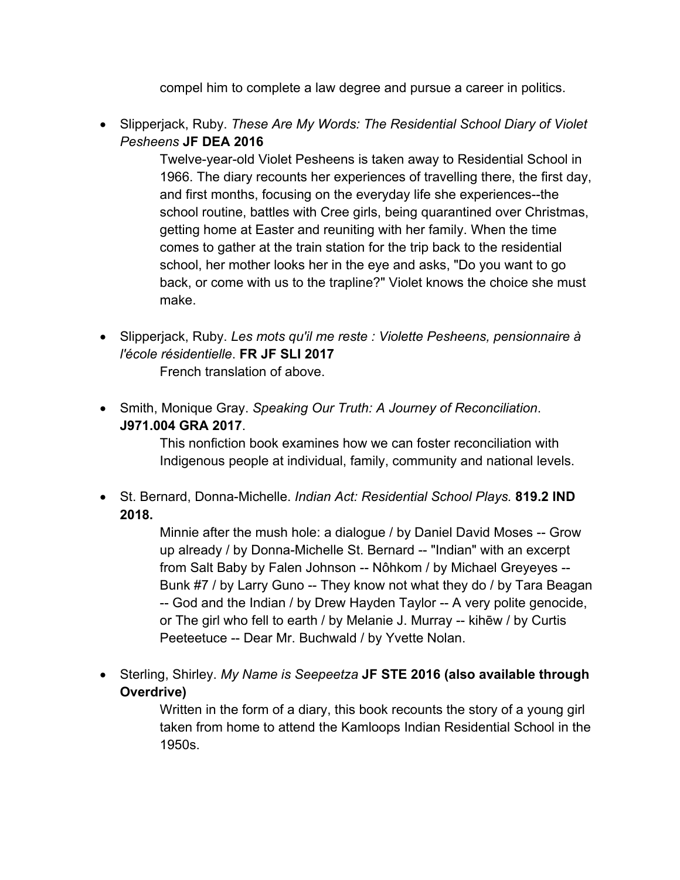compel him to complete a law degree and pursue a career in politics.

- Slipperjack, Ruby. *These Are My Words: The Residential School Diary of Violet Pesheens* **JF DEA 2016**

  Twelve-year-old Violet Pesheens is taken away to Residential School in 1966. The diary recounts her experiences of travelling there, the first day, and first months, focusing on the everyday life she experiences--the school routine, battles with Cree girls, being quarantined over Christmas, getting home at Easter and reuniting with her family. When the time comes to gather at the train station for the trip back to the residential school, her mother looks her in the eye and asks, "Do you want to go back, or come with us to the trapline?" Violet knows the choice she must make.

- Slipperjack, Ruby. *Les mots qu'il me reste : Violette Pesheens, pensionnaire à l'école résidentielle*. **FR JF SLI 2017**

  French translation of above.

- Smith, Monique Gray. *Speaking Our Truth: A Journey of Reconciliation*. **J971.004 GRA 2017**.

  This nonfiction book examines how we can foster reconciliation with Indigenous people at individual, family, community and national levels.

- St. Bernard, Donna-Michelle. *Indian Act: Residential School Plays.* **819.2 IND 2018.**

  Minnie after the mush hole: a dialogue / by Daniel David Moses -- Grow up already / by Donna-Michelle St. Bernard -- "Indian" with an excerpt from Salt Baby by Falen Johnson -- Nôhkom / by Michael Greyeyes -- Bunk #7 / by Larry Guno -- They know not what they do / by Tara Beagan -- God and the Indian / by Drew Hayden Taylor -- A very polite genocide, or The girl who fell to earth / by Melanie J. Murray -- kihēw / by Curtis Peeteetuce -- Dear Mr. Buchwald / by Yvette Nolan.

- Sterling, Shirley. *My Name is Seepeetza* **JF STE 2016 (also available through Overdrive)**

  Written in the form of a diary, this book recounts the story of a young girl taken from home to attend the Kamloops Indian Residential School in the 1950s.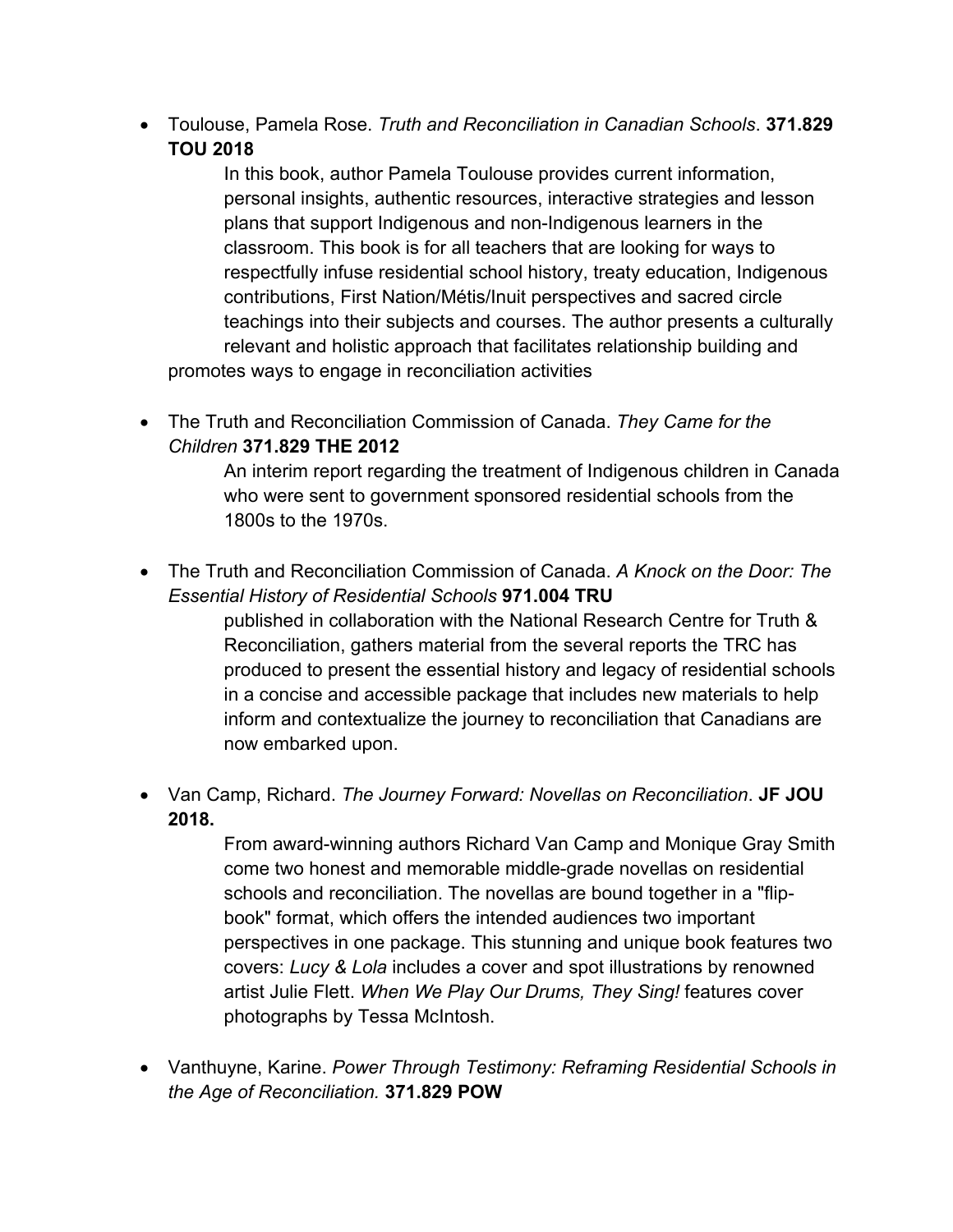- Toulouse, Pamela Rose. *Truth and Reconciliation in Canadian Schools*. **371.829 TOU 2018**

  In this book, author Pamela Toulouse provides current information, personal insights, authentic resources, interactive strategies and lesson plans that support Indigenous and non-Indigenous learners in the classroom. This book is for all teachers that are looking for ways to respectfully infuse residential school history, treaty education, Indigenous contributions, First Nation/Métis/Inuit perspectives and sacred circle teachings into their subjects and courses. The author presents a culturally relevant and holistic approach that facilitates relationship building and promotes ways to engage in reconciliation activities

- The Truth and Reconciliation Commission of Canada. *They Came for the Children* **371.829 THE 2012**

  An interim report regarding the treatment of Indigenous children in Canada who were sent to government sponsored residential schools from the 1800s to the 1970s.

- The Truth and Reconciliation Commission of Canada. *A Knock on the Door: The Essential History of Residential Schools* **971.004 TRU**

  published in collaboration with the National Research Centre for Truth & Reconciliation, gathers material from the several reports the TRC has produced to present the essential history and legacy of residential schools in a concise and accessible package that includes new materials to help inform and contextualize the journey to reconciliation that Canadians are now embarked upon.

- Van Camp, Richard. *The Journey Forward: Novellas on Reconciliation*. **JF JOU 2018.**

  From award-winning authors Richard Van Camp and Monique Gray Smith come two honest and memorable middle-grade novellas on residential schools and reconciliation. The novellas are bound together in a "flip-book" format, which offers the intended audiences two important perspectives in one package. This stunning and unique book features two covers: *Lucy & Lola* includes a cover and spot illustrations by renowned artist Julie Flett. *When We Play Our Drums, They Sing!* features cover photographs by Tessa McIntosh.

- Vanthuyne, Karine. *Power Through Testimony: Reframing Residential Schools in the Age of Reconciliation.* **371.829 POW**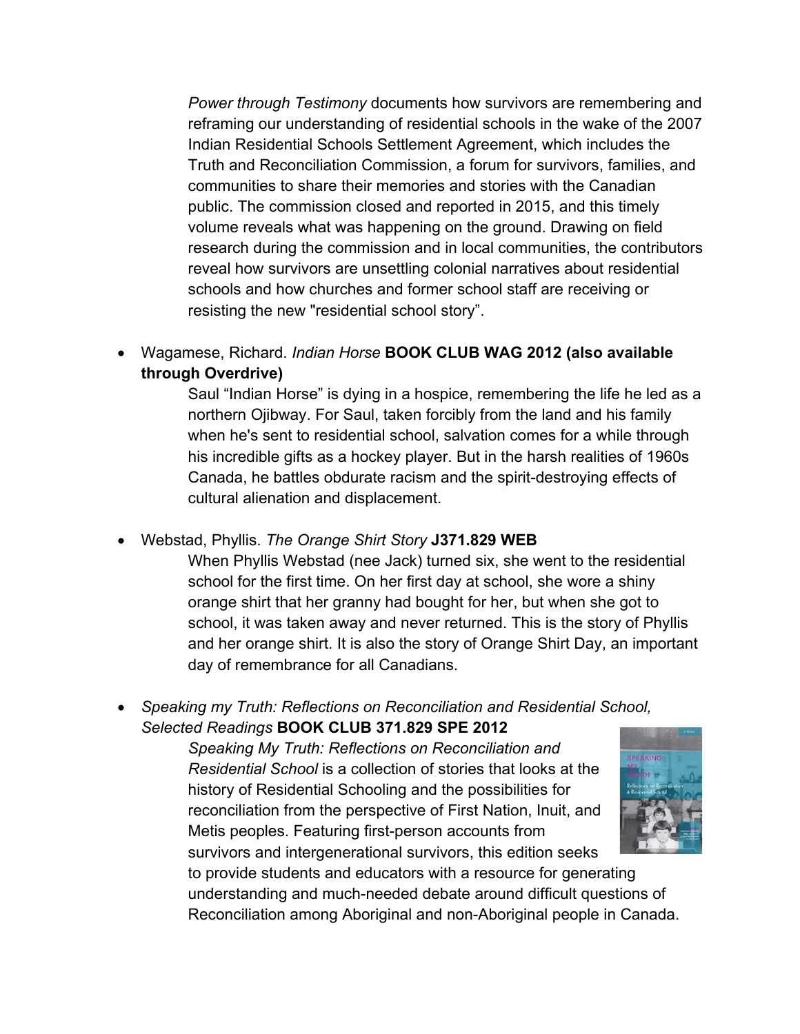*Power through Testimony* documents how survivors are remembering and reframing our understanding of residential schools in the wake of the 2007 Indian Residential Schools Settlement Agreement, which includes the Truth and Reconciliation Commission, a forum for survivors, families, and communities to share their memories and stories with the Canadian public. The commission closed and reported in 2015, and this timely volume reveals what was happening on the ground. Drawing on field research during the commission and in local communities, the contributors reveal how survivors are unsettling colonial narratives about residential schools and how churches and former school staff are receiving or resisting the new "residential school story".

- Wagamese, Richard. *Indian Horse* **BOOK CLUB WAG 2012 (also available through Overdrive)**

  Saul "Indian Horse" is dying in a hospice, remembering the life he led as a northern Ojibway. For Saul, taken forcibly from the land and his family when he's sent to residential school, salvation comes for a while through his incredible gifts as a hockey player. But in the harsh realities of 1960s Canada, he battles obdurate racism and the spirit-destroying effects of cultural alienation and displacement.

- Webstad, Phyllis. *The Orange Shirt Story* **J371.829 WEB**

  When Phyllis Webstad (nee Jack) turned six, she went to the residential school for the first time. On her first day at school, she wore a shiny orange shirt that her granny had bought for her, but when she got to school, it was taken away and never returned. This is the story of Phyllis and her orange shirt. It is also the story of Orange Shirt Day, an important day of remembrance for all Canadians.

- *Speaking my Truth: Reflections on Reconciliation and Residential School, Selected Readings* **BOOK CLUB 371.829 SPE 2012**

  *Speaking My Truth: Reflections on Reconciliation and Residential School* is a collection of stories that looks at the history of Residential Schooling and the possibilities for reconciliation from the perspective of First Nation, Inuit, and Metis peoples. Featuring first-person accounts from survivors and intergenerational survivors, this edition seeks to provide students and educators with a resource for generating understanding and much-needed debate around difficult questions of Reconciliation among Aboriginal and non-Aboriginal people in Canada.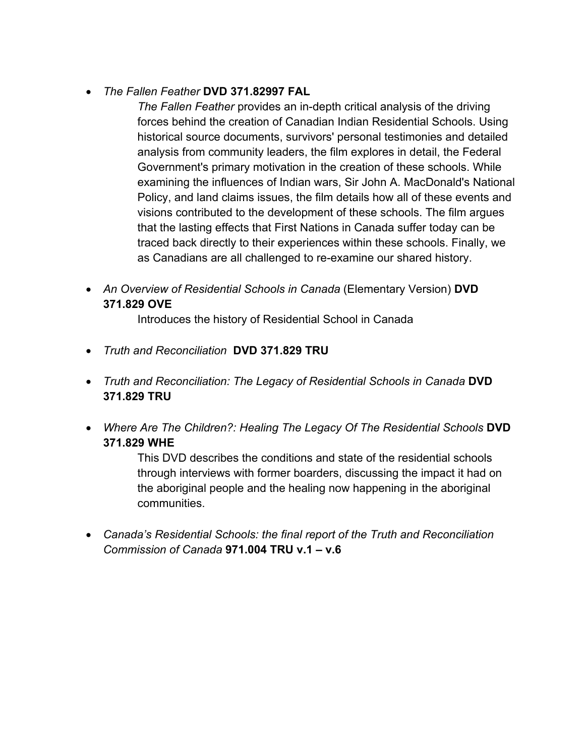- *The Fallen Feather* **DVD 371.82997 FAL**

  *The Fallen Feather* provides an in-depth critical analysis of the driving forces behind the creation of Canadian Indian Residential Schools. Using historical source documents, survivors' personal testimonies and detailed analysis from community leaders, the film explores in detail, the Federal Government's primary motivation in the creation of these schools. While examining the influences of Indian wars, Sir John A. MacDonald's National Policy, and land claims issues, the film details how all of these events and visions contributed to the development of these schools. The film argues that the lasting effects that First Nations in Canada suffer today can be traced back directly to their experiences within these schools. Finally, we as Canadians are all challenged to re-examine our shared history.

- *An Overview of Residential Schools in Canada* (Elementary Version) **DVD 371.829 OVE**

  Introduces the history of Residential School in Canada

- *Truth and Reconciliation* **DVD 371.829 TRU**

- *Truth and Reconciliation: The Legacy of Residential Schools in Canada* **DVD 371.829 TRU**

- *Where Are The Children?: Healing The Legacy Of The Residential Schools* **DVD 371.829 WHE**

  This DVD describes the conditions and state of the residential schools through interviews with former boarders, discussing the impact it had on the aboriginal people and the healing now happening in the aboriginal communities.

- *Canada's Residential Schools: the final report of the Truth and Reconciliation Commission of Canada* **971.004 TRU v.1 – v.6**